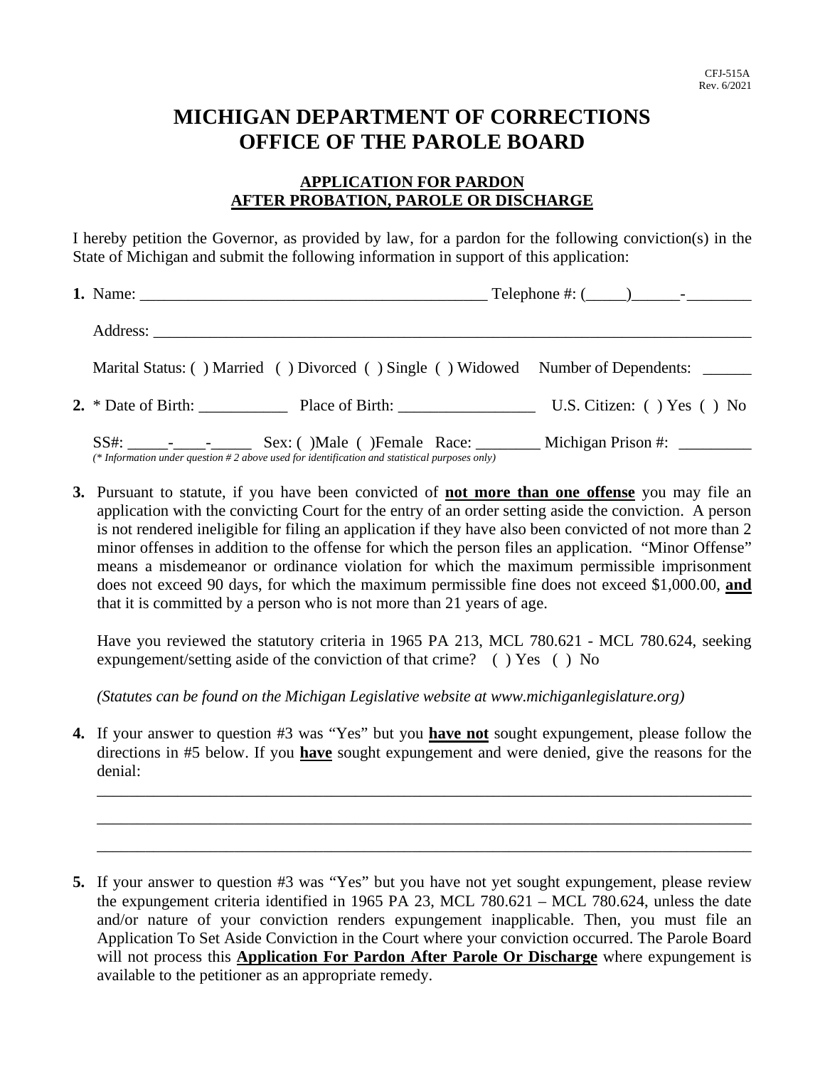CFJ-515A
Rev. 6/2021

# MICHIGAN DEPARTMENT OF CORRECTIONS
# OFFICE OF THE PAROLE BOARD

## APPLICATION FOR PARDON AFTER PROBATION, PAROLE OR DISCHARGE

I hereby petition the Governor, as provided by law, for a pardon for the following conviction(s) in the State of Michigan and submit the following information in support of this application:

**1.** Name: ____________________________________________ Telephone #: (_____)______-________

Address: ______________________________________________________________________________

Marital Status: ( ) Married ( ) Divorced ( ) Single ( ) Widowed Number of Dependents: ______

**2.** * Date of Birth: ___________ Place of Birth: _________________ U.S. Citizen: ( ) Yes ( ) No

SS#: _____-____-_____ Sex: ( )Male ( )Female Race: ________ Michigan Prison #: _________

*(* Information under question # 2 above used for identification and statistical purposes only)*

**3.** Pursuant to statute, if you have been convicted of **not more than one offense** you may file an application with the convicting Court for the entry of an order setting aside the conviction. A person is not rendered ineligible for filing an application if they have also been convicted of not more than 2 minor offenses in addition to the offense for which the person files an application. "Minor Offense" means a misdemeanor or ordinance violation for which the maximum permissible imprisonment does not exceed 90 days, for which the maximum permissible fine does not exceed $1,000.00, **and** that it is committed by a person who is not more than 21 years of age.

Have you reviewed the statutory criteria in 1965 PA 213, MCL 780.621 - MCL 780.624, seeking expungement/setting aside of the conviction of that crime? ( ) Yes ( ) No

*(Statutes can be found on the Michigan Legislative website at www.michiganlegislature.org)*

**4.** If your answer to question #3 was "Yes" but you **have not** sought expungement, please follow the directions in #5 below. If you **have** sought expungement and were denied, give the reasons for the denial:

_______________________________________________________________________________

_______________________________________________________________________________

_______________________________________________________________________________

**5.** If your answer to question #3 was "Yes" but you have not yet sought expungement, please review the expungement criteria identified in 1965 PA 23, MCL 780.621 – MCL 780.624, unless the date and/or nature of your conviction renders expungement inapplicable. Then, you must file an Application To Set Aside Conviction in the Court where your conviction occurred. The Parole Board will not process this **Application For Pardon After Parole Or Discharge** where expungement is available to the petitioner as an appropriate remedy.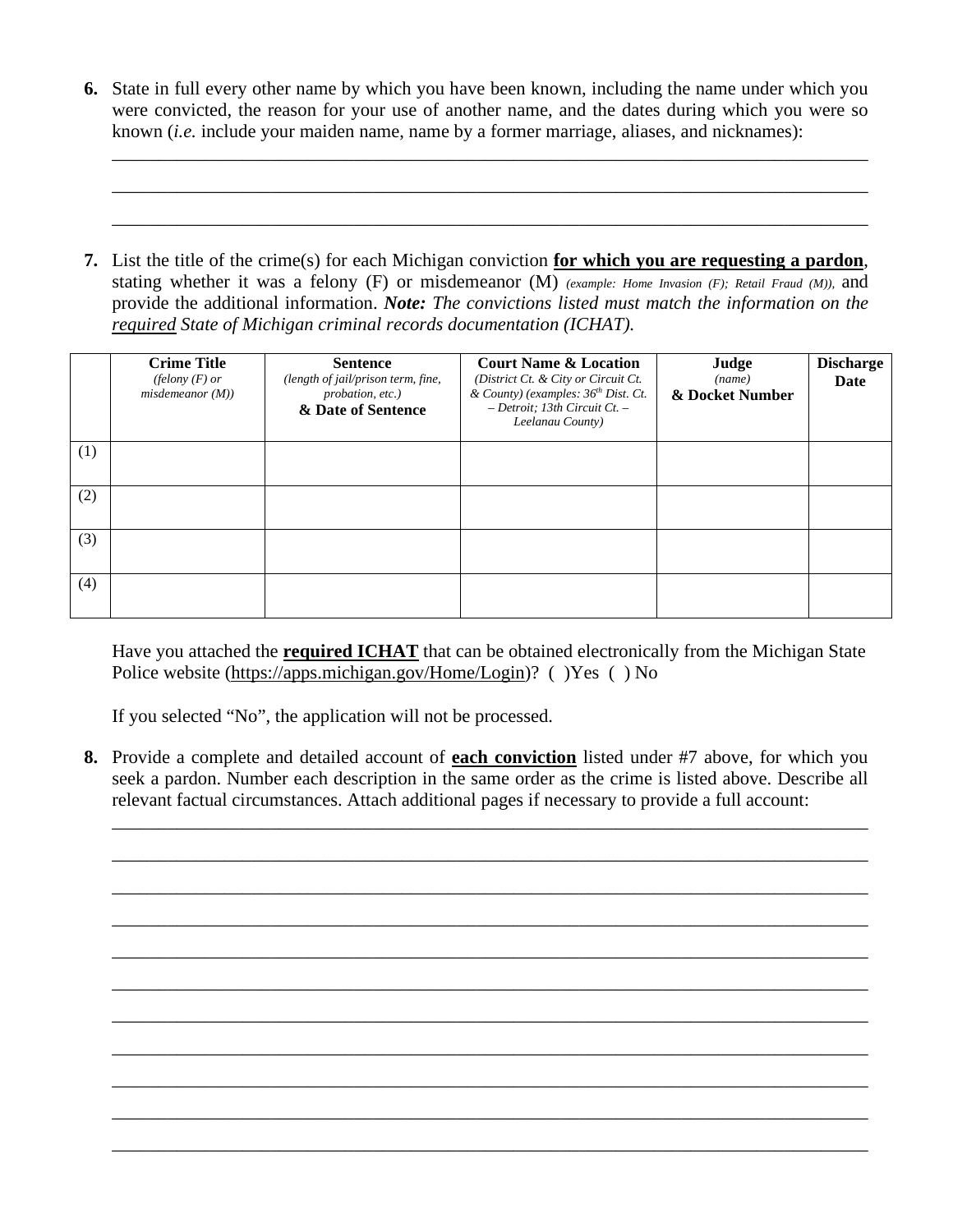6. State in full every other name by which you have been known, including the name under which you were convicted, the reason for your use of another name, and the dates during which you were so known (*i.e.* include your maiden name, name by a former marriage, aliases, and nicknames):

\_\_\_\_\_\_\_\_\_\_\_\_\_\_\_\_\_\_\_\_\_\_\_\_\_\_\_\_\_\_\_\_\_\_\_\_\_\_\_\_\_\_\_\_\_\_\_\_\_\_\_\_\_\_\_\_\_\_\_\_\_\_\_\_\_\_\_\_\_\_\_\_\_\_\_\_\_\_

\_\_\_\_\_\_\_\_\_\_\_\_\_\_\_\_\_\_\_\_\_\_\_\_\_\_\_\_\_\_\_\_\_\_\_\_\_\_\_\_\_\_\_\_\_\_\_\_\_\_\_\_\_\_\_\_\_\_\_\_\_\_\_\_\_\_\_\_\_\_\_\_\_\_\_\_\_\_

\_\_\_\_\_\_\_\_\_\_\_\_\_\_\_\_\_\_\_\_\_\_\_\_\_\_\_\_\_\_\_\_\_\_\_\_\_\_\_\_\_\_\_\_\_\_\_\_\_\_\_\_\_\_\_\_\_\_\_\_\_\_\_\_\_\_\_\_\_\_\_\_\_\_\_\_\_\_

7. List the title of the crime(s) for each Michigan conviction **for which you are requesting a pardon**, stating whether it was a felony (F) or misdemeanor (M) *(example: Home Invasion (F); Retail Fraud (M)),* and provide the additional information. ***Note:*** *The convictions listed must match the information on the required State of Michigan criminal records documentation (ICHAT).*

| | **Crime Title** *(felony (F) or misdemeanor (M))* | **Sentence** *(length of jail/prison term, fine, probation, etc.)* **& Date of Sentence** | **Court Name & Location** *(District Ct. & City or Circuit Ct. & County) (examples: 36th Dist. Ct. – Detroit; 13th Circuit Ct. – Leelanau County)* | **Judge** *(name)* **& Docket Number** | **Discharge Date** |
|---|---|---|---|---|---|
| (1) | | | | | |
| (2) | | | | | |
| (3) | | | | | |
| (4) | | | | | |

Have you attached the **required ICHAT** that can be obtained electronically from the Michigan State Police website (https://apps.michigan.gov/Home/Login)? ( )Yes ( ) No

If you selected "No", the application will not be processed.

8. Provide a complete and detailed account of **each conviction** listed under #7 above, for which you seek a pardon. Number each description in the same order as the crime is listed above. Describe all relevant factual circumstances. Attach additional pages if necessary to provide a full account:

\_\_\_\_\_\_\_\_\_\_\_\_\_\_\_\_\_\_\_\_\_\_\_\_\_\_\_\_\_\_\_\_\_\_\_\_\_\_\_\_\_\_\_\_\_\_\_\_\_\_\_\_\_\_\_\_\_\_\_\_\_\_\_\_\_\_\_\_\_\_\_\_\_\_\_\_\_\_

\_\_\_\_\_\_\_\_\_\_\_\_\_\_\_\_\_\_\_\_\_\_\_\_\_\_\_\_\_\_\_\_\_\_\_\_\_\_\_\_\_\_\_\_\_\_\_\_\_\_\_\_\_\_\_\_\_\_\_\_\_\_\_\_\_\_\_\_\_\_\_\_\_\_\_\_\_\_

\_\_\_\_\_\_\_\_\_\_\_\_\_\_\_\_\_\_\_\_\_\_\_\_\_\_\_\_\_\_\_\_\_\_\_\_\_\_\_\_\_\_\_\_\_\_\_\_\_\_\_\_\_\_\_\_\_\_\_\_\_\_\_\_\_\_\_\_\_\_\_\_\_\_\_\_\_\_

\_\_\_\_\_\_\_\_\_\_\_\_\_\_\_\_\_\_\_\_\_\_\_\_\_\_\_\_\_\_\_\_\_\_\_\_\_\_\_\_\_\_\_\_\_\_\_\_\_\_\_\_\_\_\_\_\_\_\_\_\_\_\_\_\_\_\_\_\_\_\_\_\_\_\_\_\_\_

\_\_\_\_\_\_\_\_\_\_\_\_\_\_\_\_\_\_\_\_\_\_\_\_\_\_\_\_\_\_\_\_\_\_\_\_\_\_\_\_\_\_\_\_\_\_\_\_\_\_\_\_\_\_\_\_\_\_\_\_\_\_\_\_\_\_\_\_\_\_\_\_\_\_\_\_\_\_

\_\_\_\_\_\_\_\_\_\_\_\_\_\_\_\_\_\_\_\_\_\_\_\_\_\_\_\_\_\_\_\_\_\_\_\_\_\_\_\_\_\_\_\_\_\_\_\_\_\_\_\_\_\_\_\_\_\_\_\_\_\_\_\_\_\_\_\_\_\_\_\_\_\_\_\_\_\_

\_\_\_\_\_\_\_\_\_\_\_\_\_\_\_\_\_\_\_\_\_\_\_\_\_\_\_\_\_\_\_\_\_\_\_\_\_\_\_\_\_\_\_\_\_\_\_\_\_\_\_\_\_\_\_\_\_\_\_\_\_\_\_\_\_\_\_\_\_\_\_\_\_\_\_\_\_\_

\_\_\_\_\_\_\_\_\_\_\_\_\_\_\_\_\_\_\_\_\_\_\_\_\_\_\_\_\_\_\_\_\_\_\_\_\_\_\_\_\_\_\_\_\_\_\_\_\_\_\_\_\_\_\_\_\_\_\_\_\_\_\_\_\_\_\_\_\_\_\_\_\_\_\_\_\_\_

\_\_\_\_\_\_\_\_\_\_\_\_\_\_\_\_\_\_\_\_\_\_\_\_\_\_\_\_\_\_\_\_\_\_\_\_\_\_\_\_\_\_\_\_\_\_\_\_\_\_\_\_\_\_\_\_\_\_\_\_\_\_\_\_\_\_\_\_\_\_\_\_\_\_\_\_\_\_

\_\_\_\_\_\_\_\_\_\_\_\_\_\_\_\_\_\_\_\_\_\_\_\_\_\_\_\_\_\_\_\_\_\_\_\_\_\_\_\_\_\_\_\_\_\_\_\_\_\_\_\_\_\_\_\_\_\_\_\_\_\_\_\_\_\_\_\_\_\_\_\_\_\_\_\_\_\_

\_\_\_\_\_\_\_\_\_\_\_\_\_\_\_\_\_\_\_\_\_\_\_\_\_\_\_\_\_\_\_\_\_\_\_\_\_\_\_\_\_\_\_\_\_\_\_\_\_\_\_\_\_\_\_\_\_\_\_\_\_\_\_\_\_\_\_\_\_\_\_\_\_\_\_\_\_\_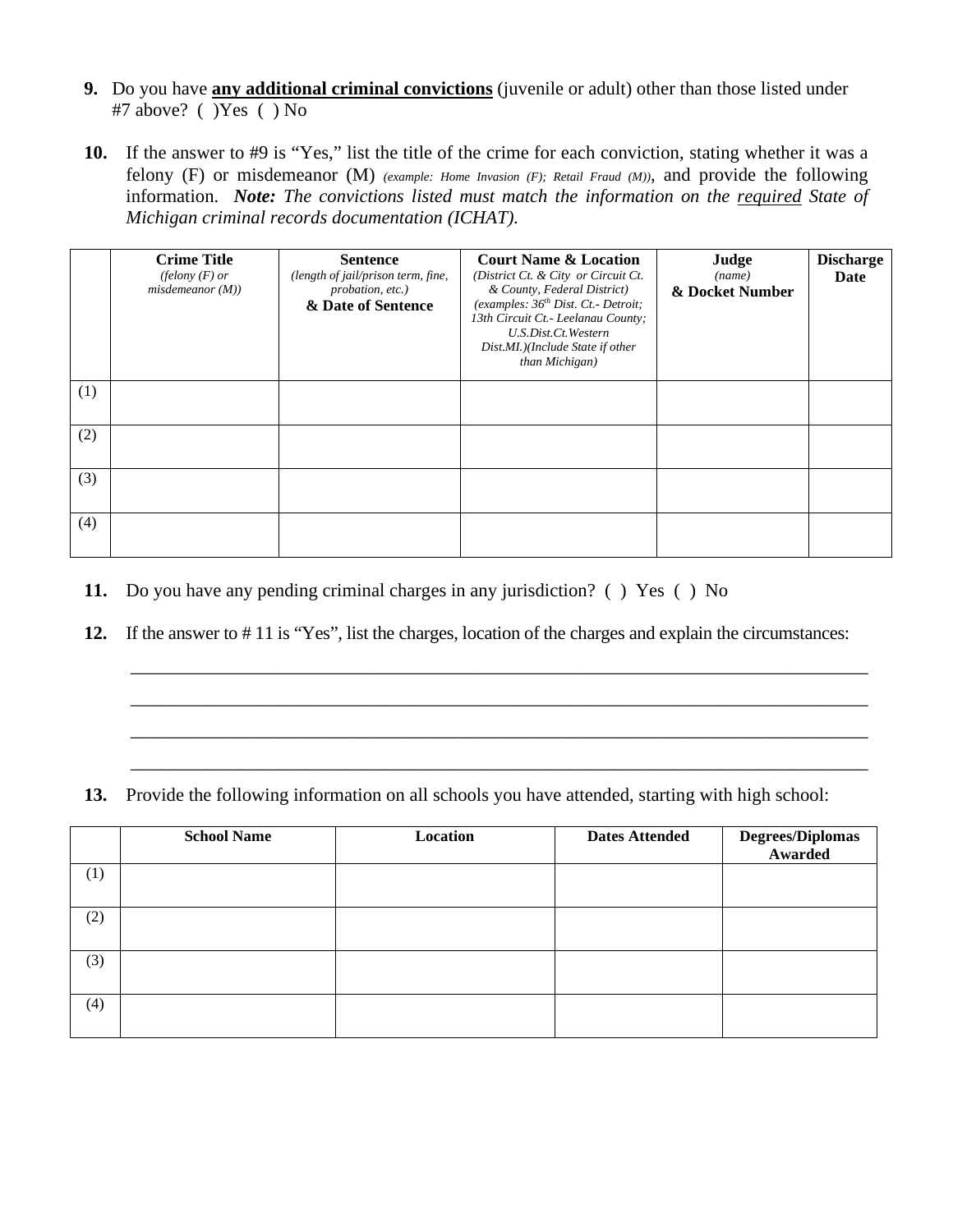9. Do you have **any additional criminal convictions** (juvenile or adult) other than those listed under #7 above? ( )Yes ( ) No

10. If the answer to #9 is "Yes," list the title of the crime for each conviction, stating whether it was a felony (F) or misdemeanor (M) *(example: Home Invasion (F); Retail Fraud (M))*, and provide the following information. ***Note:*** *The convictions listed must match the information on the required State of Michigan criminal records documentation (ICHAT).*

| | **Crime Title** *(felony (F) or misdemeanor (M))* | **Sentence** *(length of jail/prison term, fine, probation, etc.)* **& Date of Sentence** | **Court Name & Location** *(District Ct. & City or Circuit Ct. & County, Federal District) (examples: 36th Dist. Ct.- Detroit; 13th Circuit Ct.- Leelanau County; U.S.Dist.Ct.Western Dist.MI.)(Include State if other than Michigan)* | **Judge** *(name)* **& Docket Number** | **Discharge Date** |
|---|---|---|---|---|---|
| (1) | | | | | |
| (2) | | | | | |
| (3) | | | | | |
| (4) | | | | | |

11. Do you have any pending criminal charges in any jurisdiction? ( ) Yes ( ) No

12. If the answer to # 11 is "Yes", list the charges, location of the charges and explain the circumstances:

______________________________________________________________________________

______________________________________________________________________________

______________________________________________________________________________

______________________________________________________________________________

13. Provide the following information on all schools you have attended, starting with high school:

| | **School Name** | **Location** | **Dates Attended** | **Degrees/Diplomas Awarded** |
|---|---|---|---|---|
| (1) | | | | |
| (2) | | | | |
| (3) | | | | |
| (4) | | | | |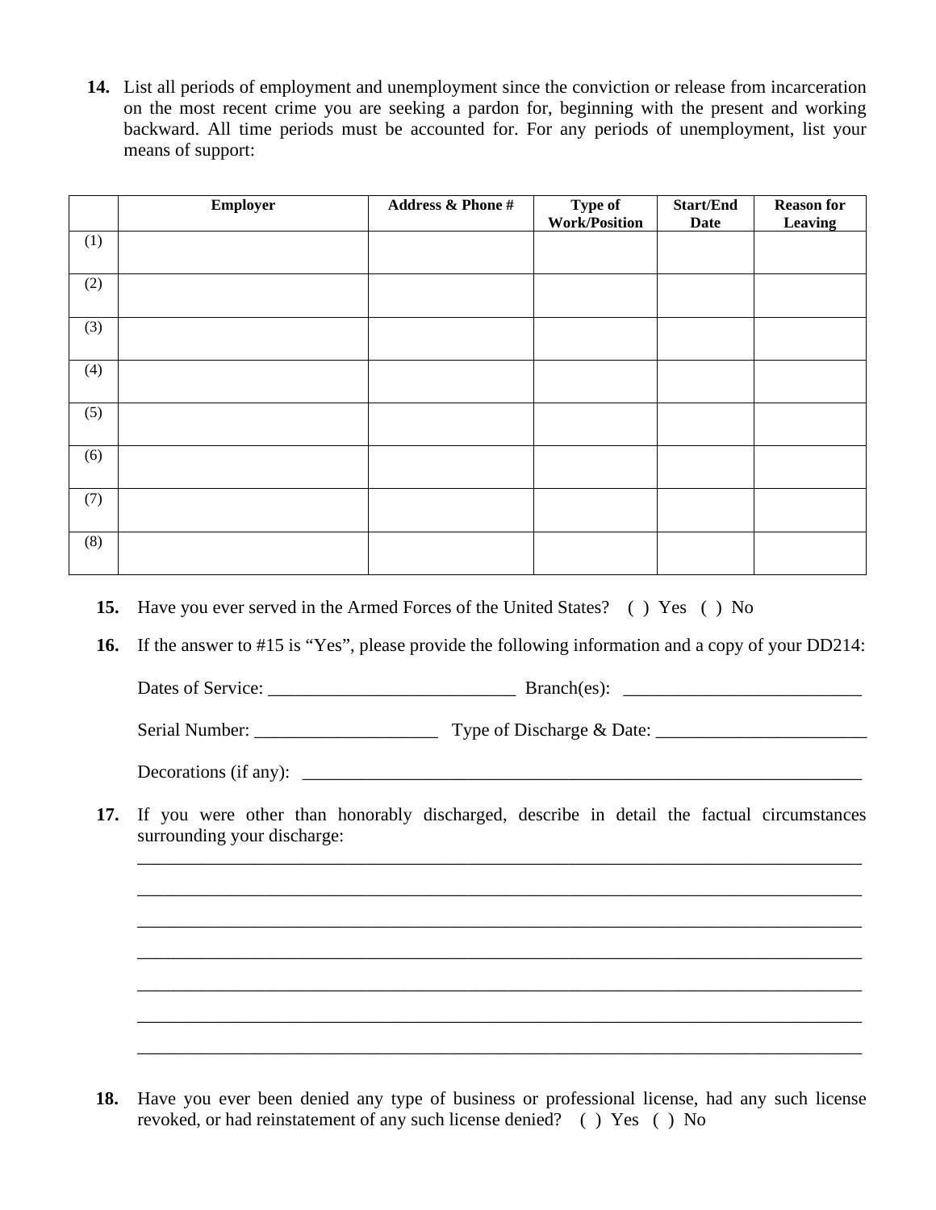**14.** List all periods of employment and unemployment since the conviction or release from incarceration on the most recent crime you are seeking a pardon for, beginning with the present and working backward. All time periods must be accounted for. For any periods of unemployment, list your means of support:

| | Employer | Address & Phone # | Type of Work/Position | Start/End Date | Reason for Leaving |
|---|---|---|---|---|---|
| (1) | | | | | |
| (2) | | | | | |
| (3) | | | | | |
| (4) | | | | | |
| (5) | | | | | |
| (6) | | | | | |
| (7) | | | | | |
| (8) | | | | | |

**15.** Have you ever served in the Armed Forces of the United States? ( ) Yes ( ) No

**16.** If the answer to #15 is "Yes", please provide the following information and a copy of your DD214:

Dates of Service: ___________________________ Branch(es): __________________________

Serial Number: ____________________ Type of Discharge & Date: _______________________

Decorations (if any): _________________________________________________________________

**17.** If you were other than honorably discharged, describe in detail the factual circumstances surrounding your discharge:

_______________________________________________________________________________

_______________________________________________________________________________

_______________________________________________________________________________

_______________________________________________________________________________

_______________________________________________________________________________

_______________________________________________________________________________

_______________________________________________________________________________

**18.** Have you ever been denied any type of business or professional license, had any such license revoked, or had reinstatement of any such license denied? ( ) Yes ( ) No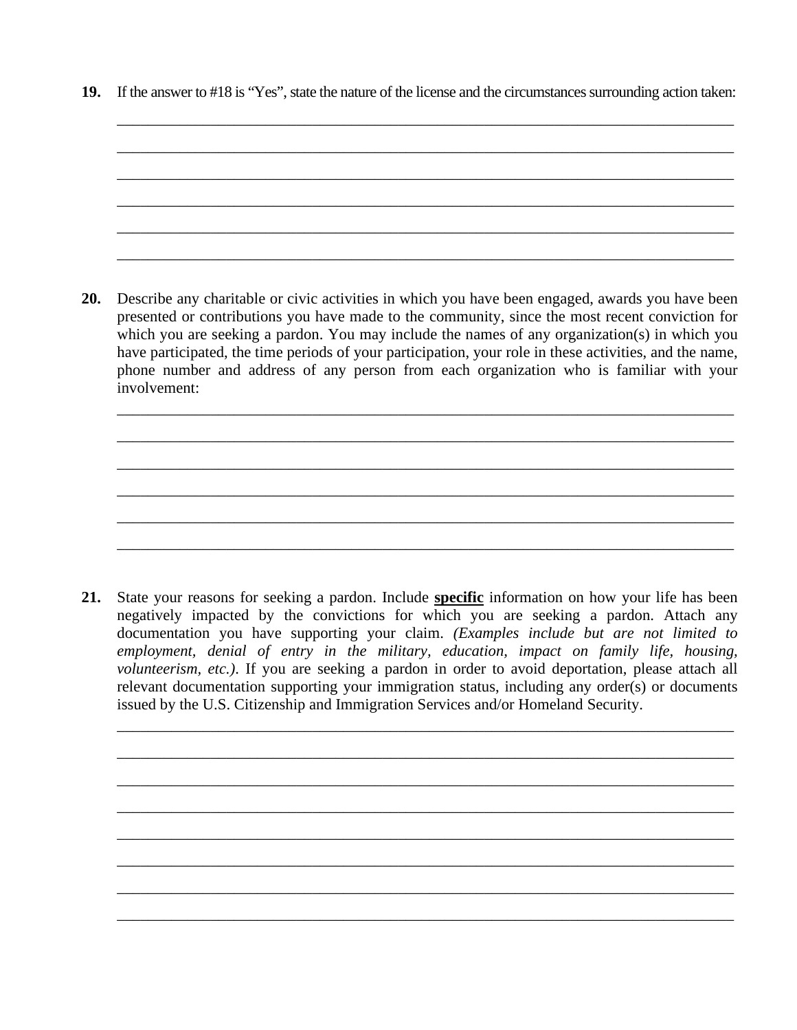**19.** If the answer to #18 is "Yes", state the nature of the license and the circumstances surrounding action taken:

______________________________________________________________________________

______________________________________________________________________________

______________________________________________________________________________

______________________________________________________________________________

______________________________________________________________________________

______________________________________________________________________________

**20.** Describe any charitable or civic activities in which you have been engaged, awards you have been presented or contributions you have made to the community, since the most recent conviction for which you are seeking a pardon. You may include the names of any organization(s) in which you have participated, the time periods of your participation, your role in these activities, and the name, phone number and address of any person from each organization who is familiar with your involvement:

______________________________________________________________________________

______________________________________________________________________________

______________________________________________________________________________

______________________________________________________________________________

______________________________________________________________________________

______________________________________________________________________________

**21.** State your reasons for seeking a pardon. Include **specific** information on how your life has been negatively impacted by the convictions for which you are seeking a pardon. Attach any documentation you have supporting your claim. *(Examples include but are not limited to employment, denial of entry in the military, education, impact on family life, housing, volunteerism, etc.).* If you are seeking a pardon in order to avoid deportation, please attach all relevant documentation supporting your immigration status, including any order(s) or documents issued by the U.S. Citizenship and Immigration Services and/or Homeland Security.

______________________________________________________________________________

______________________________________________________________________________

______________________________________________________________________________

______________________________________________________________________________

______________________________________________________________________________

______________________________________________________________________________

______________________________________________________________________________

______________________________________________________________________________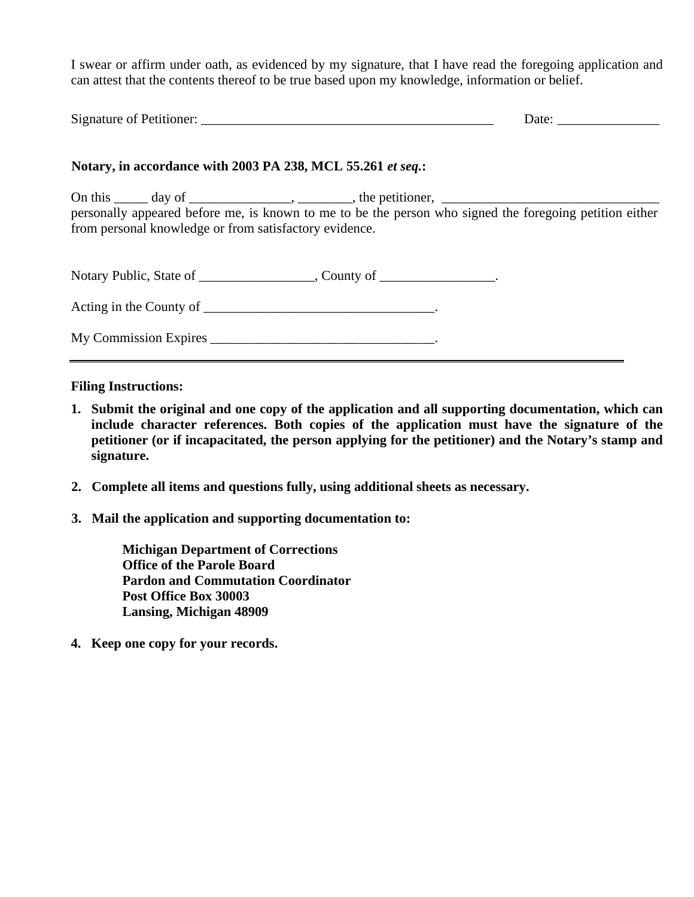I swear or affirm under oath, as evidenced by my signature, that I have read the foregoing application and can attest that the contents thereof to be true based upon my knowledge, information or belief.

Signature of Petitioner: ____________________________________________ Date: _______________

**Notary, in accordance with 2003 PA 238, MCL 55.261 *et seq.*:**

On this _____ day of _______________, ________, the petitioner, ________________________________ personally appeared before me, is known to me to be the person who signed the foregoing petition either from personal knowledge or from satisfactory evidence.

Notary Public, State of _________________, County of _________________.

Acting in the County of __________________________________.

My Commission Expires _________________________________.

---

**Filing Instructions:**

1. **Submit the original and one copy of the application and all supporting documentation, which can include character references. Both copies of the application must have the signature of the petitioner (or if incapacitated, the person applying for the petitioner) and the Notary's stamp and signature.**

2. **Complete all items and questions fully, using additional sheets as necessary.**

3. **Mail the application and supporting documentation to:**

   **Michigan Department of Corrections**
   **Office of the Parole Board**
   **Pardon and Commutation Coordinator**
   **Post Office Box 30003**
   **Lansing, Michigan 48909**

4. **Keep one copy for your records.**